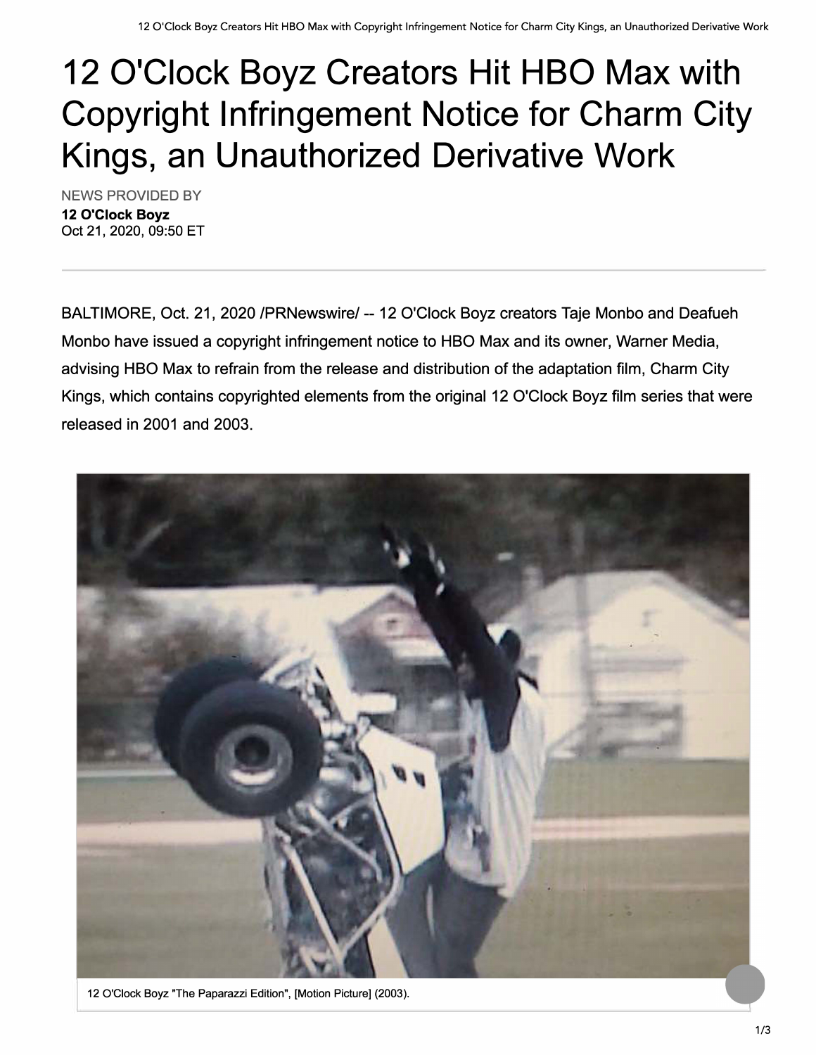# 12 O'Clock Boyz Creators Hit HBO Max with Copyright Infringement Notice for Charm City Kings, an Unauthorized Derivative Work

NEWS PROVIDED BY

**12 O'Clock Boyz**
Oct 21, 2020, 09:50 ET

---

BALTIMORE, Oct. 21, 2020 /PRNewswire/ -- 12 O'Clock Boyz creators Taje Monbo and Deafueh Monbo have issued a copyright infringement notice to HBO Max and its owner, Warner Media, advising HBO Max to refrain from the release and distribution of the adaptation film, Charm City Kings, which contains copyrighted elements from the original 12 O'Clock Boyz film series that were released in 2001 and 2003.

12 O'Clock Boyz "The Paparazzi Edition", [Motion Picture] (2003).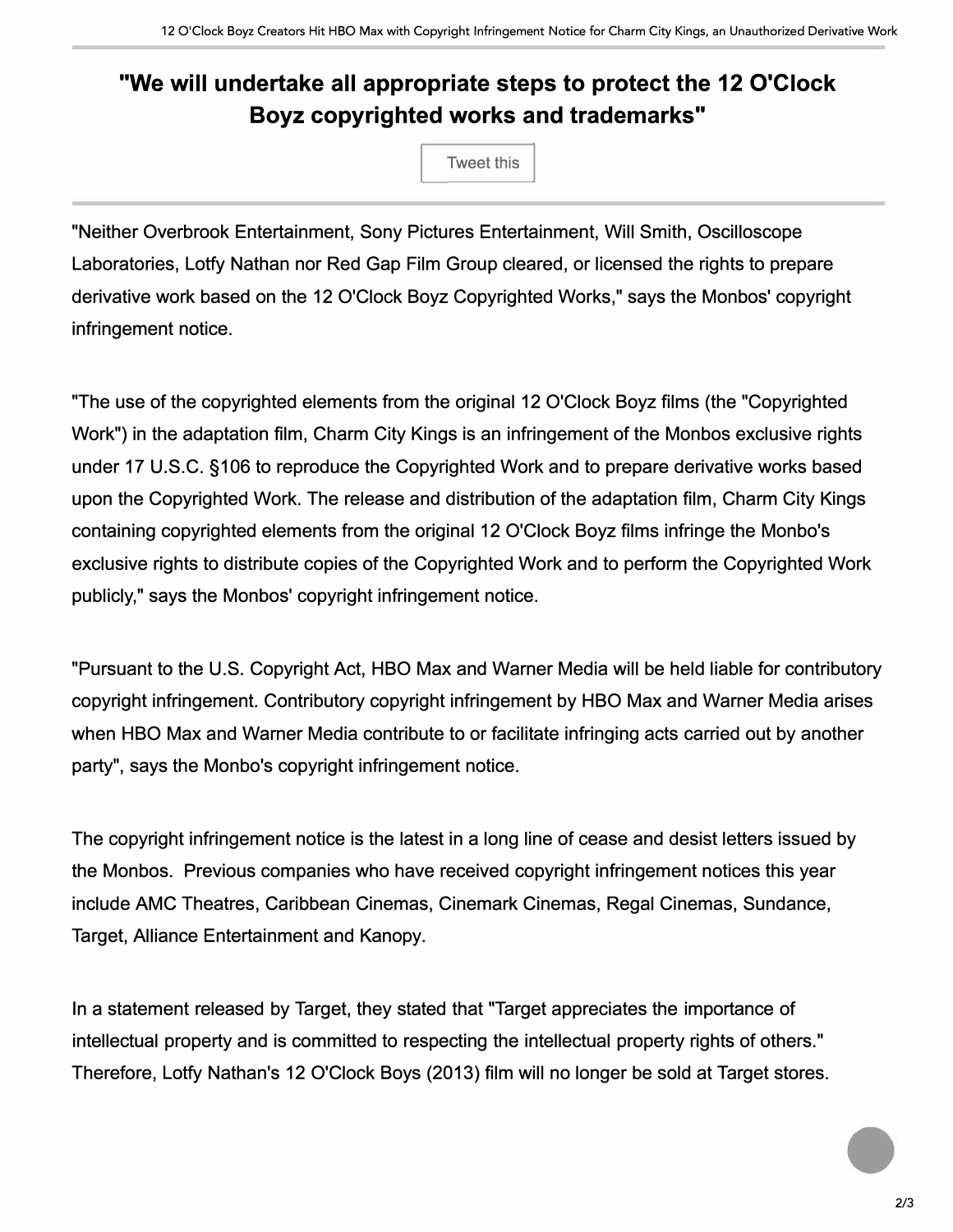## "We will undertake all appropriate steps to protect the 12 O'Clock Boyz copyrighted works and trademarks"

"Neither Overbrook Entertainment, Sony Pictures Entertainment, Will Smith, Oscilloscope Laboratories, Lotfy Nathan nor Red Gap Film Group cleared, or licensed the rights to prepare derivative work based on the 12 O'Clock Boyz Copyrighted Works," says the Monbos' copyright infringement notice.

"The use of the copyrighted elements from the original 12 O'Clock Boyz films (the "Copyrighted Work") in the adaptation film, Charm City Kings is an infringement of the Monbos exclusive rights under 17 U.S.C. §106 to reproduce the Copyrighted Work and to prepare derivative works based upon the Copyrighted Work. The release and distribution of the adaptation film, Charm City Kings containing copyrighted elements from the original 12 O'Clock Boyz films infringe the Monbo's exclusive rights to distribute copies of the Copyrighted Work and to perform the Copyrighted Work publicly," says the Monbos' copyright infringement notice.

"Pursuant to the U.S. Copyright Act, HBO Max and Warner Media will be held liable for contributory copyright infringement. Contributory copyright infringement by HBO Max and Warner Media arises when HBO Max and Warner Media contribute to or facilitate infringing acts carried out by another party", says the Monbo's copyright infringement notice.

The copyright infringement notice is the latest in a long line of cease and desist letters issued by the Monbos. Previous companies who have received copyright infringement notices this year include AMC Theatres, Caribbean Cinemas, Cinemark Cinemas, Regal Cinemas, Sundance, Target, Alliance Entertainment and Kanopy.

In a statement released by Target, they stated that "Target appreciates the importance of intellectual property and is committed to respecting the intellectual property rights of others." Therefore, Lotfy Nathan's 12 O'Clock Boys (2013) film will no longer be sold at Target stores.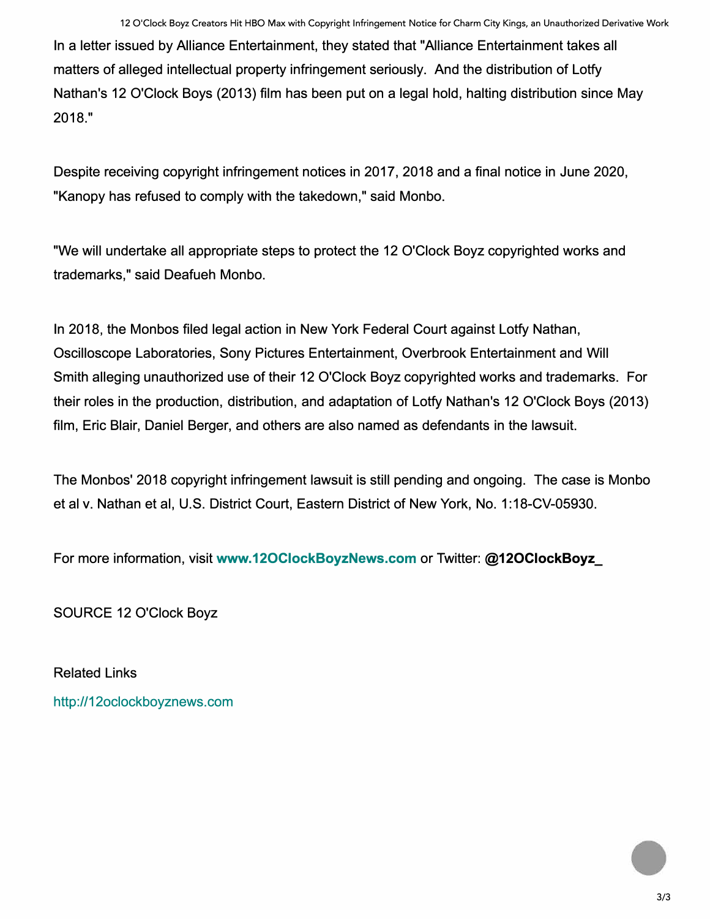In a letter issued by Alliance Entertainment, they stated that "Alliance Entertainment takes all matters of alleged intellectual property infringement seriously. And the distribution of Lotfy Nathan's 12 O'Clock Boys (2013) film has been put on a legal hold, halting distribution since May 2018."

Despite receiving copyright infringement notices in 2017, 2018 and a final notice in June 2020, "Kanopy has refused to comply with the takedown," said Monbo.

"We will undertake all appropriate steps to protect the 12 O'Clock Boyz copyrighted works and trademarks," said Deafueh Monbo.

In 2018, the Monbos filed legal action in New York Federal Court against Lotfy Nathan, Oscilloscope Laboratories, Sony Pictures Entertainment, Overbrook Entertainment and Will Smith alleging unauthorized use of their 12 O'Clock Boyz copyrighted works and trademarks. For their roles in the production, distribution, and adaptation of Lotfy Nathan's 12 O'Clock Boys (2013) film, Eric Blair, Daniel Berger, and others are also named as defendants in the lawsuit.

The Monbos' 2018 copyright infringement lawsuit is still pending and ongoing. The case is Monbo et al v. Nathan et al, U.S. District Court, Eastern District of New York, No. 1:18-CV-05930.

For more information, visit **www.12OClockBoyzNews.com** or Twitter: **@12OClockBoyz_**

SOURCE 12 O'Clock Boyz

Related Links

http://12oclockboyznews.com